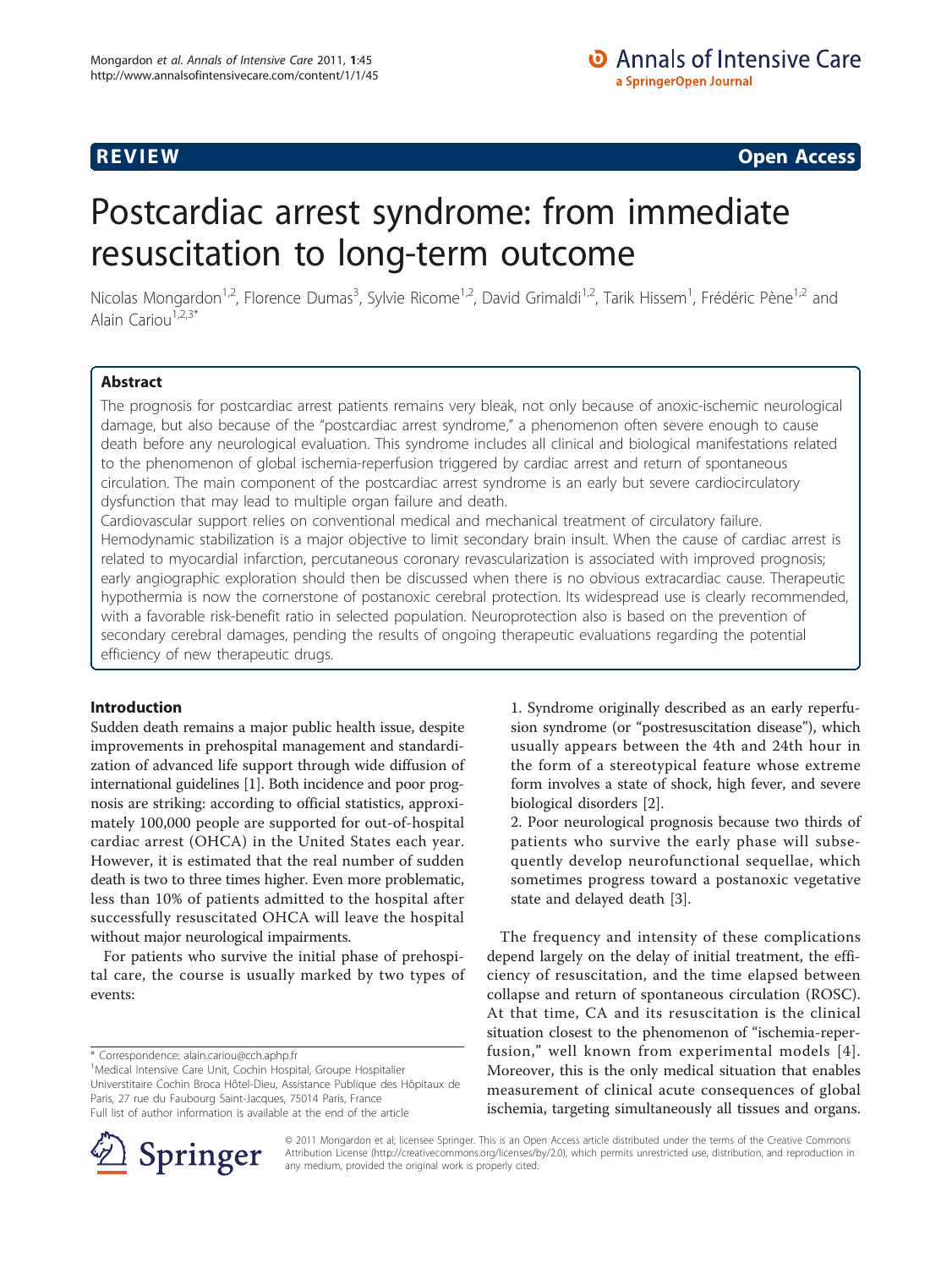REVIEW Open Access

# Postcardiac arrest syndrome: from immediate resuscitation to long-term outcome

Nicolas Mongardon[1,2], Florence Dumas[3], Sylvie Ricome[1,2], David Grimaldi[1,2], Tarik Hissem[1], Frédéric Pène[1,2] and Alain Cariou[1,2,3*]

## Abstract

The prognosis for postcardiac arrest patients remains very bleak, not only because of anoxic-ischemic neurological damage, but also because of the "postcardiac arrest syndrome," a phenomenon often severe enough to cause death before any neurological evaluation. This syndrome includes all clinical and biological manifestations related to the phenomenon of global ischemia-reperfusion triggered by cardiac arrest and return of spontaneous circulation. The main component of the postcardiac arrest syndrome is an early but severe cardiocirculatory dysfunction that may lead to multiple organ failure and death.

Cardiovascular support relies on conventional medical and mechanical treatment of circulatory failure. Hemodynamic stabilization is a major objective to limit secondary brain insult. When the cause of cardiac arrest is related to myocardial infarction, percutaneous coronary revascularization is associated with improved prognosis; early angiographic exploration should then be discussed when there is no obvious extracardiac cause. Therapeutic hypothermia is now the cornerstone of postanoxic cerebral protection. Its widespread use is clearly recommended, with a favorable risk-benefit ratio in selected population. Neuroprotection also is based on the prevention of secondary cerebral damages, pending the results of ongoing therapeutic evaluations regarding the potential efficiency of new therapeutic drugs.

## Introduction

Sudden death remains a major public health issue, despite improvements in prehospital management and standardization of advanced life support through wide diffusion of international guidelines [1]. Both incidence and poor prognosis are striking: according to official statistics, approximately 100,000 people are supported for out-of-hospital cardiac arrest (OHCA) in the United States each year. However, it is estimated that the real number of sudden death is two to three times higher. Even more problematic, less than 10% of patients admitted to the hospital after successfully resuscitated OHCA will leave the hospital without major neurological impairments.

For patients who survive the initial phase of prehospital care, the course is usually marked by two types of events:

1. Syndrome originally described as an early reperfusion syndrome (or "postresuscitation disease"), which usually appears between the 4th and 24th hour in the form of a stereotypical feature whose extreme form involves a state of shock, high fever, and severe biological disorders [2].
2. Poor neurological prognosis because two thirds of patients who survive the early phase will subsequently develop neurofunctional sequellae, which sometimes progress toward a postanoxic vegetative state and delayed death [3].

The frequency and intensity of these complications depend largely on the delay of initial treatment, the efficiency of resuscitation, and the time elapsed between collapse and return of spontaneous circulation (ROSC). At that time, CA and its resuscitation is the clinical situation closest to the phenomenon of "ischemia-reperfusion," well known from experimental models [4]. Moreover, this is the only medical situation that enables measurement of clinical acute consequences of global ischemia, targeting simultaneously all tissues and organs.

\* Correspondence: alain.cariou@cch.aphp.fr
[1]Medical Intensive Care Unit, Cochin Hospital, Groupe Hospitalier Universitaire Cochin Broca Hôtel-Dieu, Assistance Publique des Hôpitaux de Paris, 27 rue du Faubourg Saint-Jacques, 75014 Paris, France
Full list of author information is available at the end of the article

© 2011 Mongardon et al; licensee Springer. This is an Open Access article distributed under the terms of the Creative Commons Attribution License (http://creativecommons.org/licenses/by/2.0), which permits unrestricted use, distribution, and reproduction in any medium, provided the original work is properly cited.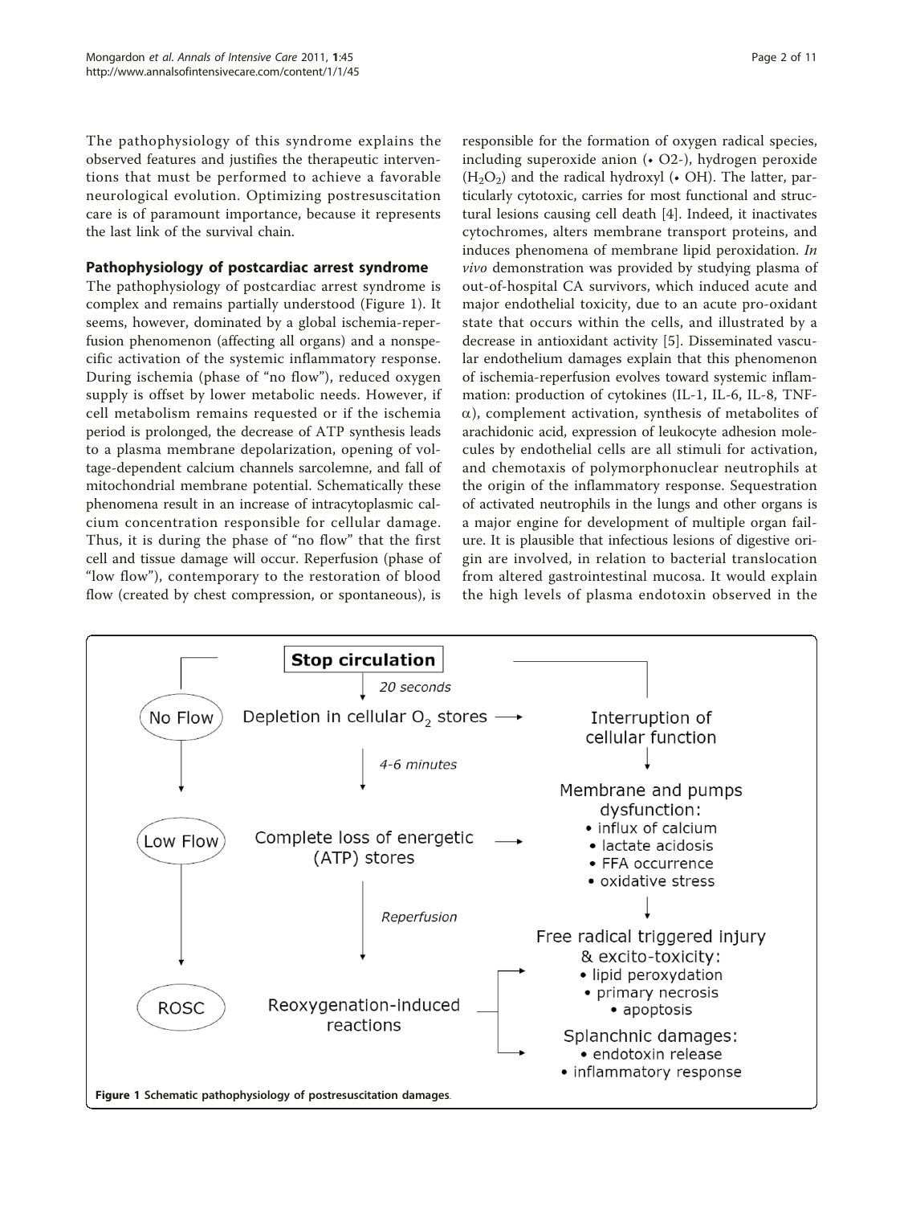The pathophysiology of this syndrome explains the observed features and justifies the therapeutic interventions that must be performed to achieve a favorable neurological evolution. Optimizing postresuscitation care is of paramount importance, because it represents the last link of the survival chain.

## Pathophysiology of postcardiac arrest syndrome

The pathophysiology of postcardiac arrest syndrome is complex and remains partially understood (Figure 1). It seems, however, dominated by a global ischemia-reperfusion phenomenon (affecting all organs) and a nonspecific activation of the systemic inflammatory response. During ischemia (phase of "no flow"), reduced oxygen supply is offset by lower metabolic needs. However, if cell metabolism remains requested or if the ischemia period is prolonged, the decrease of ATP synthesis leads to a plasma membrane depolarization, opening of voltage-dependent calcium channels sarcolemne, and fall of mitochondrial membrane potential. Schematically these phenomena result in an increase of intracytoplasmic calcium concentration responsible for cellular damage. Thus, it is during the phase of "no flow" that the first cell and tissue damage will occur. Reperfusion (phase of "low flow"), contemporary to the restoration of blood flow (created by chest compression, or spontaneous), is responsible for the formation of oxygen radical species, including superoxide anion (• O2-), hydrogen peroxide ($H_2O_2$) and the radical hydroxyl (• OH). The latter, particularly cytotoxic, carries for most functional and structural lesions causing cell death [4]. Indeed, it inactivates cytochromes, alters membrane transport proteins, and induces phenomena of membrane lipid peroxidation. *In vivo* demonstration was provided by studying plasma of out-of-hospital CA survivors, which induced acute and major endothelial toxicity, due to an acute pro-oxidant state that occurs within the cells, and illustrated by a decrease in antioxidant activity [5]. Disseminated vascular endothelium damages explain that this phenomenon of ischemia-reperfusion evolves toward systemic inflammation: production of cytokines (IL-1, IL-6, IL-8, TNF-$\alpha$), complement activation, synthesis of metabolites of arachidonic acid, expression of leukocyte adhesion molecules by endothelial cells are all stimuli for activation, and chemotaxis of polymorphonuclear neutrophils at the origin of the inflammatory response. Sequestration of activated neutrophils in the lungs and other organs is a major engine for development of multiple organ failure. It is plausible that infectious lesions of digestive origin are involved, in relation to bacterial translocation from altered gastrointestinal mucosa. It would explain the high levels of plasma endotoxin observed in the

**Stop circulation**

- No Flow — (20 seconds) Depletion in cellular $O_2$ stores → Interruption of cellular function
- Low Flow — (4-6 minutes) Complete loss of energetic (ATP) stores → Membrane and pumps dysfunction:
  - influx of calcium
  - lactate acidosis
  - FFA occurrence
  - oxidative stress
- ROSC — (Reperfusion) Reoxygenation-induced reactions →
  - Free radical triggered injury & excito-toxicity:
    - lipid peroxydation
    - primary necrosis
    - apoptosis
  - Splanchnic damages:
    - endotoxin release
    - inflammatory response

**Figure 1 Schematic pathophysiology of postresuscitation damages.**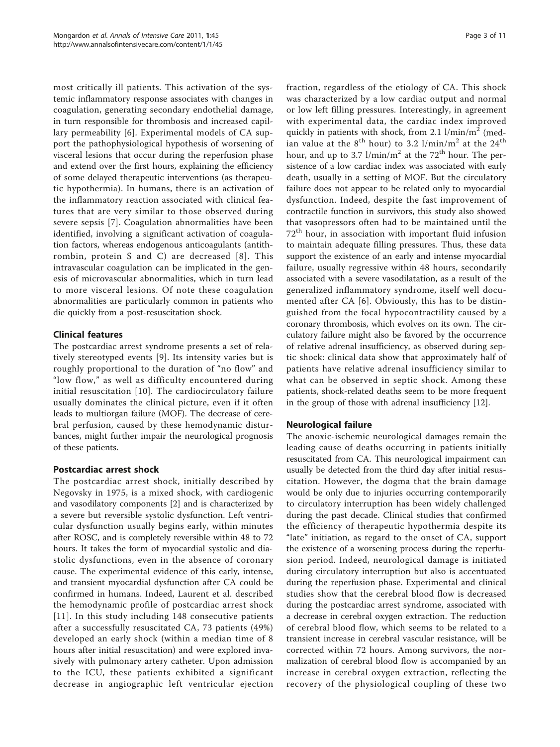most critically ill patients. This activation of the systemic inflammatory response associates with changes in coagulation, generating secondary endothelial damage, in turn responsible for thrombosis and increased capillary permeability [6]. Experimental models of CA support the pathophysiological hypothesis of worsening of visceral lesions that occur during the reperfusion phase and extend over the first hours, explaining the efficiency of some delayed therapeutic interventions (as therapeutic hypothermia). In humans, there is an activation of the inflammatory reaction associated with clinical features that are very similar to those observed during severe sepsis [7]. Coagulation abnormalities have been identified, involving a significant activation of coagulation factors, whereas endogenous anticoagulants (antithrombin, protein S and C) are decreased [8]. This intravascular coagulation can be implicated in the genesis of microvascular abnormalities, which in turn lead to more visceral lesions. Of note these coagulation abnormalities are particularly common in patients who die quickly from a post-resuscitation shock.

## Clinical features

The postcardiac arrest syndrome presents a set of relatively stereotyped events [9]. Its intensity varies but is roughly proportional to the duration of "no flow" and "low flow," as well as difficulty encountered during initial resuscitation [10]. The cardiocirculatory failure usually dominates the clinical picture, even if it often leads to multiorgan failure (MOF). The decrease of cerebral perfusion, caused by these hemodynamic disturbances, might further impair the neurological prognosis of these patients.

### Postcardiac arrest shock

The postcardiac arrest shock, initially described by Negovsky in 1975, is a mixed shock, with cardiogenic and vasodilatory components [2] and is characterized by a severe but reversible systolic dysfunction. Left ventricular dysfunction usually begins early, within minutes after ROSC, and is completely reversible within 48 to 72 hours. It takes the form of myocardial systolic and diastolic dysfunctions, even in the absence of coronary cause. The experimental evidence of this early, intense, and transient myocardial dysfunction after CA could be confirmed in humans. Indeed, Laurent et al. described the hemodynamic profile of postcardiac arrest shock [11]. In this study including 148 consecutive patients after a successfully resuscitated CA, 73 patients (49%) developed an early shock (within a median time of 8 hours after initial resuscitation) and were explored invasively with pulmonary artery catheter. Upon admission to the ICU, these patients exhibited a significant decrease in angiographic left ventricular ejection fraction, regardless of the etiology of CA. This shock was characterized by a low cardiac output and normal or low left filling pressures. Interestingly, in agreement with experimental data, the cardiac index improved quickly in patients with shock, from 2.1 $l/min/m^2$ (median value at the $8^{th}$ hour) to 3.2 $l/min/m^2$ at the $24^{th}$ hour, and up to 3.7 $l/min/m^2$ at the $72^{th}$ hour. The persistence of a low cardiac index was associated with early death, usually in a setting of MOF. But the circulatory failure does not appear to be related only to myocardial dysfunction. Indeed, despite the fast improvement of contractile function in survivors, this study also showed that vasopressors often had to be maintained until the $72^{th}$ hour, in association with important fluid infusion to maintain adequate filling pressures. Thus, these data support the existence of an early and intense myocardial failure, usually regressive within 48 hours, secondarily associated with a severe vasodilatation, as a result of the generalized inflammatory syndrome, itself well documented after CA [6]. Obviously, this has to be distinguished from the focal hypocontractility caused by a coronary thrombosis, which evolves on its own. The circulatory failure might also be favored by the occurrence of relative adrenal insufficiency, as observed during septic shock: clinical data show that approximately half of patients have relative adrenal insufficiency similar to what can be observed in septic shock. Among these patients, shock-related deaths seem to be more frequent in the group of those with adrenal insufficiency [12].

### Neurological failure

The anoxic-ischemic neurological damages remain the leading cause of deaths occurring in patients initially resuscitated from CA. This neurological impairment can usually be detected from the third day after initial resuscitation. However, the dogma that the brain damage would be only due to injuries occurring contemporarily to circulatory interruption has been widely challenged during the past decade. Clinical studies that confirmed the efficiency of therapeutic hypothermia despite its "late" initiation, as regard to the onset of CA, support the existence of a worsening process during the reperfusion period. Indeed, neurological damage is initiated during circulatory interruption but also is accentuated during the reperfusion phase. Experimental and clinical studies show that the cerebral blood flow is decreased during the postcardiac arrest syndrome, associated with a decrease in cerebral oxygen extraction. The reduction of cerebral blood flow, which seems to be related to a transient increase in cerebral vascular resistance, will be corrected within 72 hours. Among survivors, the normalization of cerebral blood flow is accompanied by an increase in cerebral oxygen extraction, reflecting the recovery of the physiological coupling of these two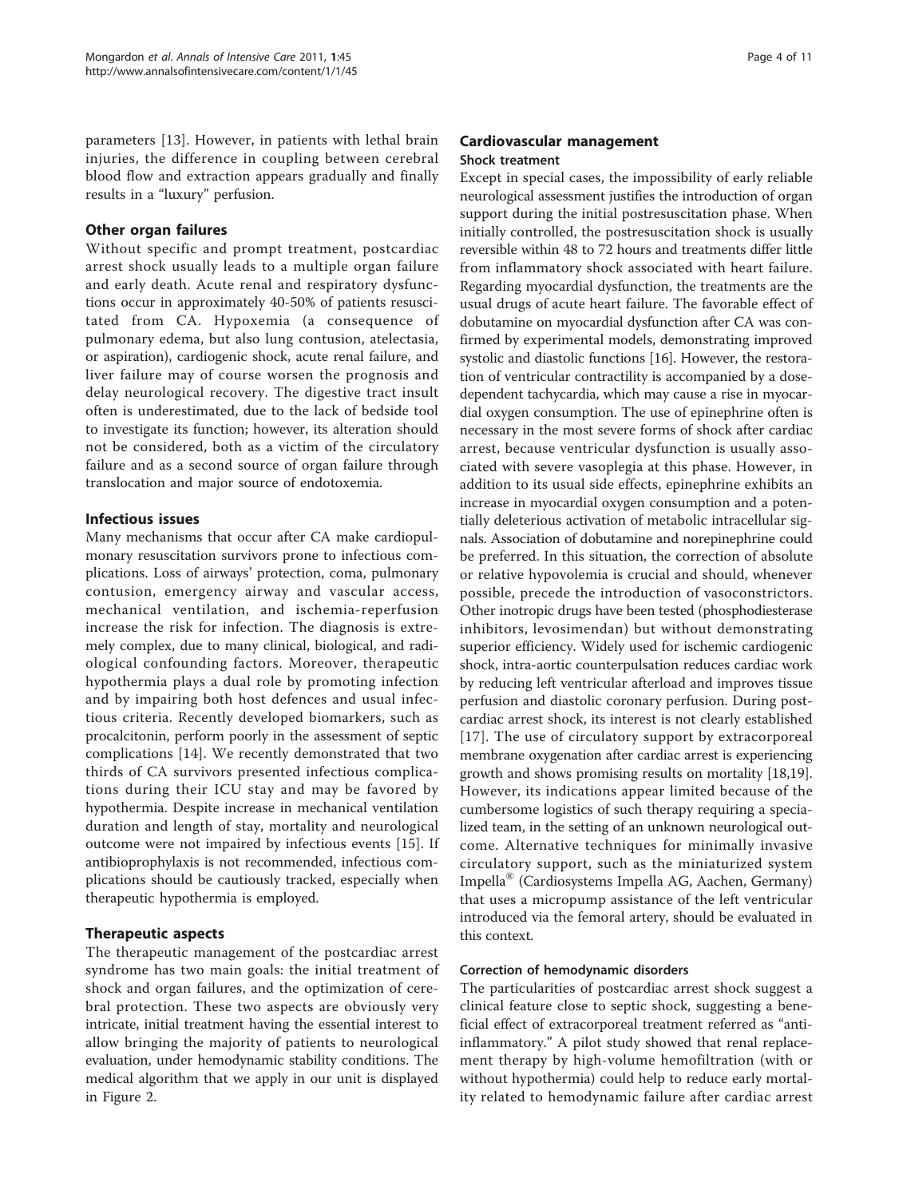parameters [13]. However, in patients with lethal brain injuries, the difference in coupling between cerebral blood flow and extraction appears gradually and finally results in a "luxury" perfusion.

### Other organ failures

Without specific and prompt treatment, postcardiac arrest shock usually leads to a multiple organ failure and early death. Acute renal and respiratory dysfunctions occur in approximately 40-50% of patients resuscitated from CA. Hypoxemia (a consequence of pulmonary edema, but also lung contusion, atelectasia, or aspiration), cardiogenic shock, acute renal failure, and liver failure may of course worsen the prognosis and delay neurological recovery. The digestive tract insult often is underestimated, due to the lack of bedside tool to investigate its function; however, its alteration should not be considered, both as a victim of the circulatory failure and as a second source of organ failure through translocation and major source of endotoxemia.

### Infectious issues

Many mechanisms that occur after CA make cardiopulmonary resuscitation survivors prone to infectious complications. Loss of airways' protection, coma, pulmonary contusion, emergency airway and vascular access, mechanical ventilation, and ischemia-reperfusion increase the risk for infection. The diagnosis is extremely complex, due to many clinical, biological, and radiological confounding factors. Moreover, therapeutic hypothermia plays a dual role by promoting infection and by impairing both host defences and usual infectious criteria. Recently developed biomarkers, such as procalcitonin, perform poorly in the assessment of septic complications [14]. We recently demonstrated that two thirds of CA survivors presented infectious complications during their ICU stay and may be favored by hypothermia. Despite increase in mechanical ventilation duration and length of stay, mortality and neurological outcome were not impaired by infectious events [15]. If antibioprophylaxis is not recommended, infectious complications should be cautiously tracked, especially when therapeutic hypothermia is employed.

## Therapeutic aspects

The therapeutic management of the postcardiac arrest syndrome has two main goals: the initial treatment of shock and organ failures, and the optimization of cerebral protection. These two aspects are obviously very intricate, initial treatment having the essential interest to allow bringing the majority of patients to neurological evaluation, under hemodynamic stability conditions. The medical algorithm that we apply in our unit is displayed in Figure 2.

### Cardiovascular management

#### Shock treatment

Except in special cases, the impossibility of early reliable neurological assessment justifies the introduction of organ support during the initial postresuscitation phase. When initially controlled, the postresuscitation shock is usually reversible within 48 to 72 hours and treatments differ little from inflammatory shock associated with heart failure. Regarding myocardial dysfunction, the treatments are the usual drugs of acute heart failure. The favorable effect of dobutamine on myocardial dysfunction after CA was confirmed by experimental models, demonstrating improved systolic and diastolic functions [16]. However, the restoration of ventricular contractility is accompanied by a dose-dependent tachycardia, which may cause a rise in myocardial oxygen consumption. The use of epinephrine often is necessary in the most severe forms of shock after cardiac arrest, because ventricular dysfunction is usually associated with severe vasoplegia at this phase. However, in addition to its usual side effects, epinephrine exhibits an increase in myocardial oxygen consumption and a potentially deleterious activation of metabolic intracellular signals. Association of dobutamine and norepinephrine could be preferred. In this situation, the correction of absolute or relative hypovolemia is crucial and should, whenever possible, precede the introduction of vasoconstrictors. Other inotropic drugs have been tested (phosphodiesterase inhibitors, levosimendan) but without demonstrating superior efficiency. Widely used for ischemic cardiogenic shock, intra-aortic counterpulsation reduces cardiac work by reducing left ventricular afterload and improves tissue perfusion and diastolic coronary perfusion. During postcardiac arrest shock, its interest is not clearly established [17]. The use of circulatory support by extracorporeal membrane oxygenation after cardiac arrest is experiencing growth and shows promising results on mortality [18,19]. However, its indications appear limited because of the cumbersome logistics of such therapy requiring a specialized team, in the setting of an unknown neurological outcome. Alternative techniques for minimally invasive circulatory support, such as the miniaturized system Impella® (Cardiosystems Impella AG, Aachen, Germany) that uses a micropump assistance of the left ventricular introduced via the femoral artery, should be evaluated in this context.

#### Correction of hemodynamic disorders

The particularities of postcardiac arrest shock suggest a clinical feature close to septic shock, suggesting a beneficial effect of extracorporeal treatment referred as "anti-inflammatory." A pilot study showed that renal replacement therapy by high-volume hemofiltration (with or without hypothermia) could help to reduce early mortality related to hemodynamic failure after cardiac arrest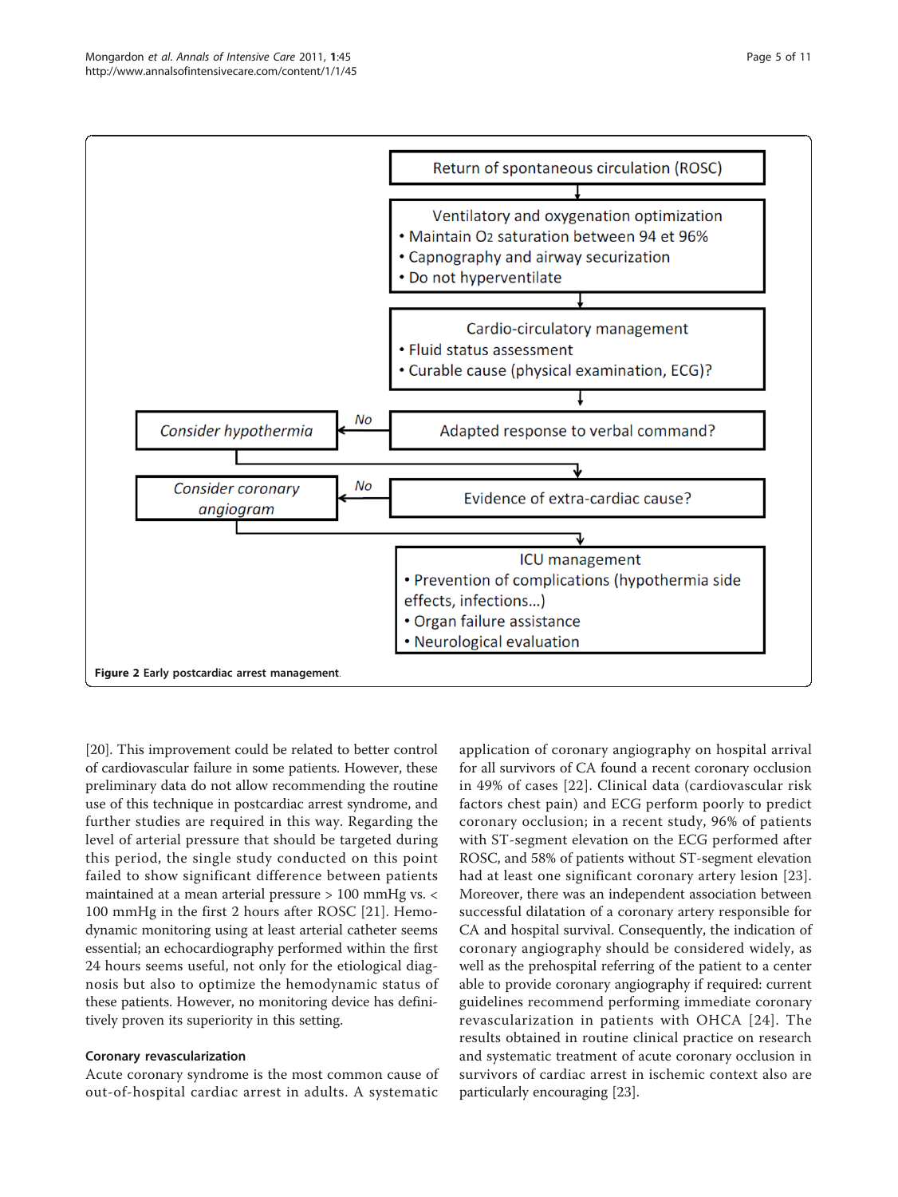Return of spontaneous circulation (ROSC)

Ventilatory and oxygenation optimization
- Maintain $O_2$ saturation between 94 et 96%
- Capnography and airway securization
- Do not hyperventilate

Cardio-circulatory management
- Fluid status assessment
- Curable cause (physical examination, ECG)?

Adapted response to verbal command? — No → *Consider hypothermia*

Evidence of extra-cardiac cause? — No → *Consider coronary angiogram*

ICU management
- Prevention of complications (hypothermia side effects, infections...)
- Organ failure assistance
- Neurological evaluation

**Figure 2** Early postcardiac arrest management.

[20]. This improvement could be related to better control of cardiovascular failure in some patients. However, these preliminary data do not allow recommending the routine use of this technique in postcardiac arrest syndrome, and further studies are required in this way. Regarding the level of arterial pressure that should be targeted during this period, the single study conducted on this point failed to show significant difference between patients maintained at a mean arterial pressure > 100 mmHg vs. < 100 mmHg in the first 2 hours after ROSC [21]. Hemodynamic monitoring using at least arterial catheter seems essential; an echocardiography performed within the first 24 hours seems useful, not only for the etiological diagnosis but also to optimize the hemodynamic status of these patients. However, no monitoring device has definitively proven its superiority in this setting.

### Coronary revascularization

Acute coronary syndrome is the most common cause of out-of-hospital cardiac arrest in adults. A systematic application of coronary angiography on hospital arrival for all survivors of CA found a recent coronary occlusion in 49% of cases [22]. Clinical data (cardiovascular risk factors chest pain) and ECG perform poorly to predict coronary occlusion; in a recent study, 96% of patients with ST-segment elevation on the ECG performed after ROSC, and 58% of patients without ST-segment elevation had at least one significant coronary artery lesion [23]. Moreover, there was an independent association between successful dilatation of a coronary artery responsible for CA and hospital survival. Consequently, the indication of coronary angiography should be considered widely, as well as the prehospital referring of the patient to a center able to provide coronary angiography if required: current guidelines recommend performing immediate coronary revascularization in patients with OHCA [24]. The results obtained in routine clinical practice on research and systematic treatment of acute coronary occlusion in survivors of cardiac arrest in ischemic context also are particularly encouraging [23].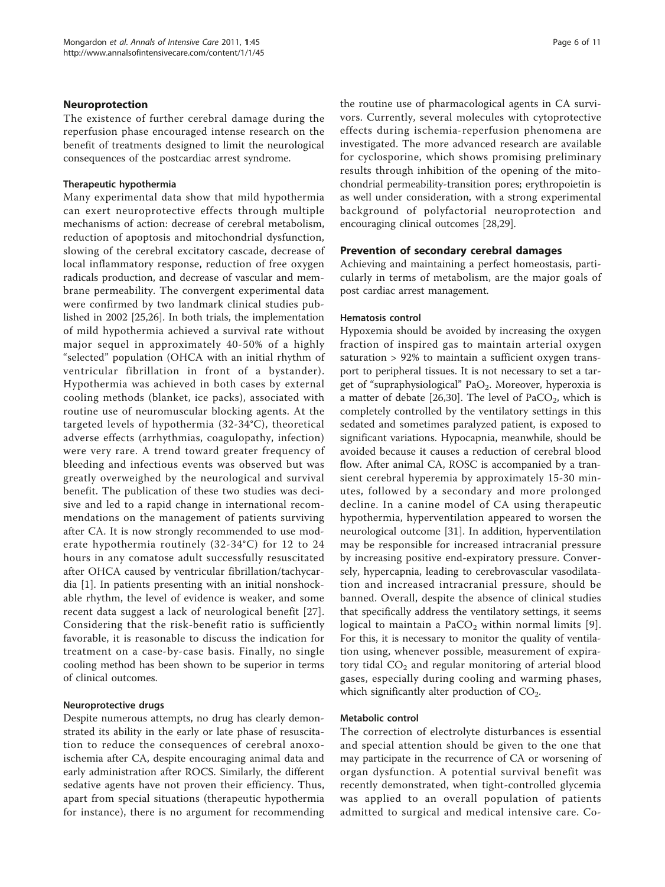## Neuroprotection

The existence of further cerebral damage during the reperfusion phase encouraged intense research on the benefit of treatments designed to limit the neurological consequences of the postcardiac arrest syndrome.

### Therapeutic hypothermia

Many experimental data show that mild hypothermia can exert neuroprotective effects through multiple mechanisms of action: decrease of cerebral metabolism, reduction of apoptosis and mitochondrial dysfunction, slowing of the cerebral excitatory cascade, decrease of local inflammatory response, reduction of free oxygen radicals production, and decrease of vascular and membrane permeability. The convergent experimental data were confirmed by two landmark clinical studies published in 2002 [25,26]. In both trials, the implementation of mild hypothermia achieved a survival rate without major sequel in approximately 40-50% of a highly "selected" population (OHCA with an initial rhythm of ventricular fibrillation in front of a bystander). Hypothermia was achieved in both cases by external cooling methods (blanket, ice packs), associated with routine use of neuromuscular blocking agents. At the targeted levels of hypothermia (32-34°C), theoretical adverse effects (arrhythmias, coagulopathy, infection) were very rare. A trend toward greater frequency of bleeding and infectious events was observed but was greatly overweighed by the neurological and survival benefit. The publication of these two studies was decisive and led to a rapid change in international recommendations on the management of patients surviving after CA. It is now strongly recommended to use moderate hypothermia routinely (32-34°C) for 12 to 24 hours in any comatose adult successfully resuscitated after OHCA caused by ventricular fibrillation/tachycardia [1]. In patients presenting with an initial nonshockable rhythm, the level of evidence is weaker, and some recent data suggest a lack of neurological benefit [27]. Considering that the risk-benefit ratio is sufficiently favorable, it is reasonable to discuss the indication for treatment on a case-by-case basis. Finally, no single cooling method has been shown to be superior in terms of clinical outcomes.

### Neuroprotective drugs

Despite numerous attempts, no drug has clearly demonstrated its ability in the early or late phase of resuscitation to reduce the consequences of cerebral anoxo-ischemia after CA, despite encouraging animal data and early administration after ROCS. Similarly, the different sedative agents have not proven their efficiency. Thus, apart from special situations (therapeutic hypothermia for instance), there is no argument for recommending the routine use of pharmacological agents in CA survivors. Currently, several molecules with cytoprotective effects during ischemia-reperfusion phenomena are investigated. The more advanced research are available for cyclosporine, which shows promising preliminary results through inhibition of the opening of the mitochondrial permeability-transition pores; erythropoietin is as well under consideration, with a strong experimental background of polyfactorial neuroprotection and encouraging clinical outcomes [28,29].

## Prevention of secondary cerebral damages

Achieving and maintaining a perfect homeostasis, particularly in terms of metabolism, are the major goals of post cardiac arrest management.

### Hematosis control

Hypoxemia should be avoided by increasing the oxygen fraction of inspired gas to maintain arterial oxygen saturation > 92% to maintain a sufficient oxygen transport to peripheral tissues. It is not necessary to set a target of "supraphysiological" $PaO_2$. Moreover, hyperoxia is a matter of debate [26,30]. The level of $PaCO_2$, which is completely controlled by the ventilatory settings in this sedated and sometimes paralyzed patient, is exposed to significant variations. Hypocapnia, meanwhile, should be avoided because it causes a reduction of cerebral blood flow. After animal CA, ROSC is accompanied by a transient cerebral hyperemia by approximately 15-30 minutes, followed by a secondary and more prolonged decline. In a canine model of CA using therapeutic hypothermia, hyperventilation appeared to worsen the neurological outcome [31]. In addition, hyperventilation may be responsible for increased intracranial pressure by increasing positive end-expiratory pressure. Conversely, hypercapnia, leading to cerebrovascular vasodilatation and increased intracranial pressure, should be banned. Overall, despite the absence of clinical studies that specifically address the ventilatory settings, it seems logical to maintain a $PaCO_2$ within normal limits [9]. For this, it is necessary to monitor the quality of ventilation using, whenever possible, measurement of expiratory tidal $CO_2$ and regular monitoring of arterial blood gases, especially during cooling and warming phases, which significantly alter production of $CO_2$.

### Metabolic control

The correction of electrolyte disturbances is essential and special attention should be given to the one that may participate in the recurrence of CA or worsening of organ dysfunction. A potential survival benefit was recently demonstrated, when tight-controlled glycemia was applied to an overall population of patients admitted to surgical and medical intensive care. Co-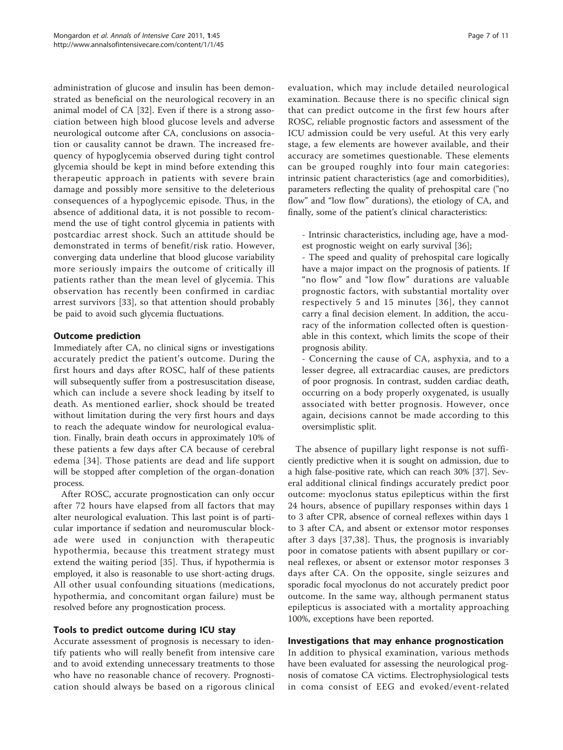administration of glucose and insulin has been demonstrated as beneficial on the neurological recovery in an animal model of CA [32]. Even if there is a strong association between high blood glucose levels and adverse neurological outcome after CA, conclusions on association or causality cannot be drawn. The increased frequency of hypoglycemia observed during tight control glycemia should be kept in mind before extending this therapeutic approach in patients with severe brain damage and possibly more sensitive to the deleterious consequences of a hypoglycemic episode. Thus, in the absence of additional data, it is not possible to recommend the use of tight control glycemia in patients with postcardiac arrest shock. Such an attitude should be demonstrated in terms of benefit/risk ratio. However, converging data underline that blood glucose variability more seriously impairs the outcome of critically ill patients rather than the mean level of glycemia. This observation has recently been confirmed in cardiac arrest survivors [33], so that attention should probably be paid to avoid such glycemia fluctuations.

## Outcome prediction

Immediately after CA, no clinical signs or investigations accurately predict the patient's outcome. During the first hours and days after ROSC, half of these patients will subsequently suffer from a postresuscitation disease, which can include a severe shock leading by itself to death. As mentioned earlier, shock should be treated without limitation during the very first hours and days to reach the adequate window for neurological evaluation. Finally, brain death occurs in approximately 10% of these patients a few days after CA because of cerebral edema [34]. Those patients are dead and life support will be stopped after completion of the organ-donation process.

After ROSC, accurate prognostication can only occur after 72 hours have elapsed from all factors that may alter neurological evaluation. This last point is of particular importance if sedation and neuromuscular blockade were used in conjunction with therapeutic hypothermia, because this treatment strategy must extend the waiting period [35]. Thus, if hypothermia is employed, it also is reasonable to use short-acting drugs. All other usual confounding situations (medications, hypothermia, and concomitant organ failure) must be resolved before any prognostication process.

## Tools to predict outcome during ICU stay

Accurate assessment of prognosis is necessary to identify patients who will really benefit from intensive care and to avoid extending unnecessary treatments to those who have no reasonable chance of recovery. Prognostication should always be based on a rigorous clinical evaluation, which may include detailed neurological examination. Because there is no specific clinical sign that can predict outcome in the first few hours after ROSC, reliable prognostic factors and assessment of the ICU admission could be very useful. At this very early stage, a few elements are however available, and their accuracy are sometimes questionable. These elements can be grouped roughly into four main categories: intrinsic patient characteristics (age and comorbidities), parameters reflecting the quality of prehospital care ("no flow" and "low flow" durations), the etiology of CA, and finally, some of the patient's clinical characteristics:

- Intrinsic characteristics, including age, have a modest prognostic weight on early survival [36];
- The speed and quality of prehospital care logically have a major impact on the prognosis of patients. If "no flow" and "low flow" durations are valuable prognostic factors, with substantial mortality over respectively 5 and 15 minutes [36], they cannot carry a final decision element. In addition, the accuracy of the information collected often is questionable in this context, which limits the scope of their prognosis ability.
- Concerning the cause of CA, asphyxia, and to a lesser degree, all extracardiac causes, are predictors of poor prognosis. In contrast, sudden cardiac death, occurring on a body properly oxygenated, is usually associated with better prognosis. However, once again, decisions cannot be made according to this oversimplistic split.

The absence of pupillary light response is not sufficiently predictive when it is sought on admission, due to a high false-positive rate, which can reach 30% [37]. Several additional clinical findings accurately predict poor outcome: myoclonus status epilepticus within the first 24 hours, absence of pupillary responses within days 1 to 3 after CPR, absence of corneal reflexes within days 1 to 3 after CA, and absent or extensor motor responses after 3 days [37,38]. Thus, the prognosis is invariably poor in comatose patients with absent pupillary or corneal reflexes, or absent or extensor motor responses 3 days after CA. On the opposite, single seizures and sporadic focal myoclonus do not accurately predict poor outcome. In the same way, although permanent status epilepticus is associated with a mortality approaching 100%, exceptions have been reported.

## Investigations that may enhance prognostication

In addition to physical examination, various methods have been evaluated for assessing the neurological prognosis of comatose CA victims. Electrophysiological tests in coma consist of EEG and evoked/event-related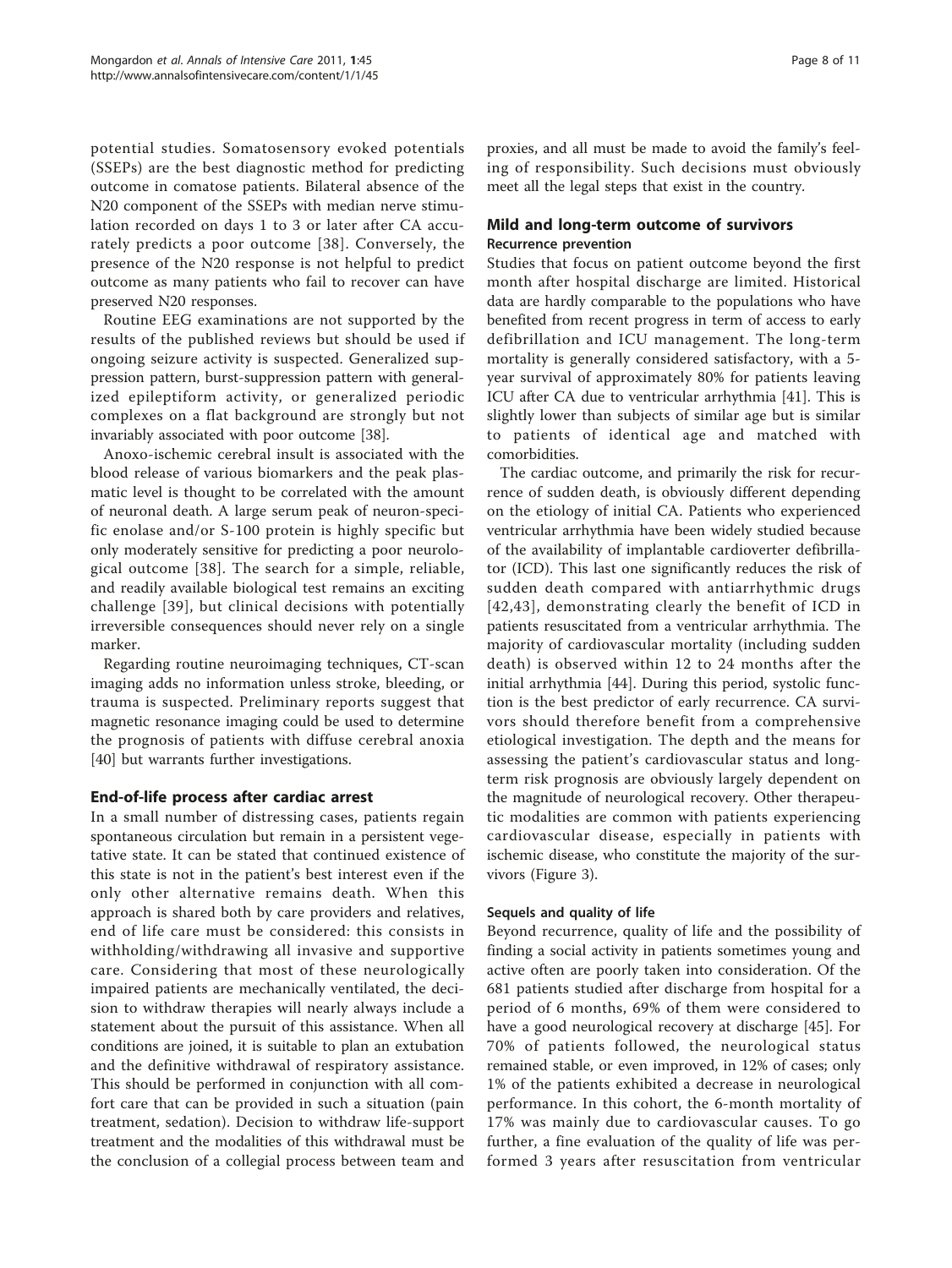potential studies. Somatosensory evoked potentials (SSEPs) are the best diagnostic method for predicting outcome in comatose patients. Bilateral absence of the N20 component of the SSEPs with median nerve stimulation recorded on days 1 to 3 or later after CA accurately predicts a poor outcome [38]. Conversely, the presence of the N20 response is not helpful to predict outcome as many patients who fail to recover can have preserved N20 responses.

Routine EEG examinations are not supported by the results of the published reviews but should be used if ongoing seizure activity is suspected. Generalized suppression pattern, burst-suppression pattern with generalized epileptiform activity, or generalized periodic complexes on a flat background are strongly but not invariably associated with poor outcome [38].

Anoxo-ischemic cerebral insult is associated with the blood release of various biomarkers and the peak plasmatic level is thought to be correlated with the amount of neuronal death. A large serum peak of neuron-specific enolase and/or S-100 protein is highly specific but only moderately sensitive for predicting a poor neurological outcome [38]. The search for a simple, reliable, and readily available biological test remains an exciting challenge [39], but clinical decisions with potentially irreversible consequences should never rely on a single marker.

Regarding routine neuroimaging techniques, CT-scan imaging adds no information unless stroke, bleeding, or trauma is suspected. Preliminary reports suggest that magnetic resonance imaging could be used to determine the prognosis of patients with diffuse cerebral anoxia [40] but warrants further investigations.

## End-of-life process after cardiac arrest

In a small number of distressing cases, patients regain spontaneous circulation but remain in a persistent vegetative state. It can be stated that continued existence of this state is not in the patient's best interest even if the only other alternative remains death. When this approach is shared both by care providers and relatives, end of life care must be considered: this consists in withholding/withdrawing all invasive and supportive care. Considering that most of these neurologically impaired patients are mechanically ventilated, the decision to withdraw therapies will nearly always include a statement about the pursuit of this assistance. When all conditions are joined, it is suitable to plan an extubation and the definitive withdrawal of respiratory assistance. This should be performed in conjunction with all comfort care that can be provided in such a situation (pain treatment, sedation). Decision to withdraw life-support treatment and the modalities of this withdrawal must be the conclusion of a collegial process between team and proxies, and all must be made to avoid the family's feeling of responsibility. Such decisions must obviously meet all the legal steps that exist in the country.

## Mild and long-term outcome of survivors

### Recurrence prevention

Studies that focus on patient outcome beyond the first month after hospital discharge are limited. Historical data are hardly comparable to the populations who have benefited from recent progress in term of access to early defibrillation and ICU management. The long-term mortality is generally considered satisfactory, with a 5-year survival of approximately 80% for patients leaving ICU after CA due to ventricular arrhythmia [41]. This is slightly lower than subjects of similar age but is similar to patients of identical age and matched with comorbidities.

The cardiac outcome, and primarily the risk for recurrence of sudden death, is obviously different depending on the etiology of initial CA. Patients who experienced ventricular arrhythmia have been widely studied because of the availability of implantable cardioverter defibrillator (ICD). This last one significantly reduces the risk of sudden death compared with antiarrhythmic drugs [42,43], demonstrating clearly the benefit of ICD in patients resuscitated from a ventricular arrhythmia. The majority of cardiovascular mortality (including sudden death) is observed within 12 to 24 months after the initial arrhythmia [44]. During this period, systolic function is the best predictor of early recurrence. CA survivors should therefore benefit from a comprehensive etiological investigation. The depth and the means for assessing the patient's cardiovascular status and long-term risk prognosis are obviously largely dependent on the magnitude of neurological recovery. Other therapeutic modalities are common with patients experiencing cardiovascular disease, especially in patients with ischemic disease, who constitute the majority of the survivors (Figure 3).

### Sequels and quality of life

Beyond recurrence, quality of life and the possibility of finding a social activity in patients sometimes young and active often are poorly taken into consideration. Of the 681 patients studied after discharge from hospital for a period of 6 months, 69% of them were considered to have a good neurological recovery at discharge [45]. For 70% of patients followed, the neurological status remained stable, or even improved, in 12% of cases; only 1% of the patients exhibited a decrease in neurological performance. In this cohort, the 6-month mortality of 17% was mainly due to cardiovascular causes. To go further, a fine evaluation of the quality of life was performed 3 years after resuscitation from ventricular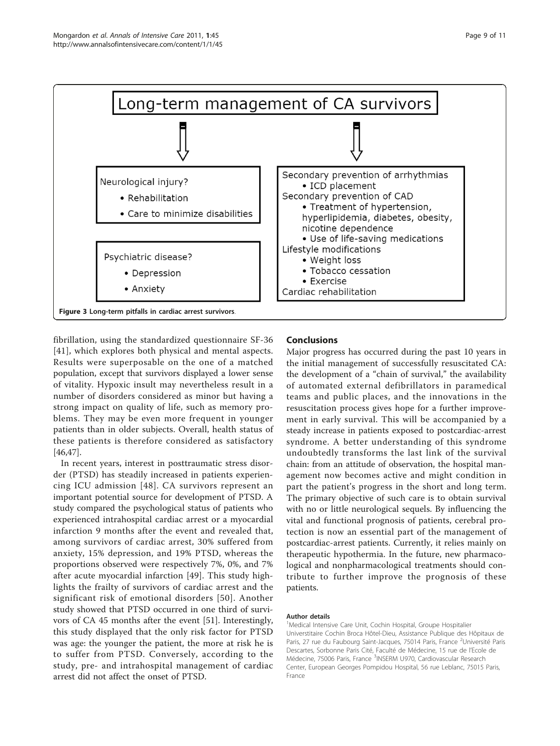**Long-term management of CA survivors**

Neurological injury?
- Rehabilitation
- Care to minimize disabilities

Psychiatric disease?
- Depression
- Anxiety

Secondary prevention of arrhythmias
- ICD placement

Secondary prevention of CAD
- Treatment of hypertension, hyperlipidemia, diabetes, obesity, nicotine dependence
- Use of life-saving medications

Lifestyle modifications
- Weight loss
- Tobacco cessation
- Exercise

Cardiac rehabilitation

**Figure 3 Long-term pitfalls in cardiac arrest survivors**.

fibrillation, using the standardized questionnaire SF-36 [41], which explores both physical and mental aspects. Results were superposable on the one of a matched population, except that survivors displayed a lower sense of vitality. Hypoxic insult may nevertheless result in a number of disorders considered as minor but having a strong impact on quality of life, such as memory problems. They may be even more frequent in younger patients than in older subjects. Overall, health status of these patients is therefore considered as satisfactory [46,47].

In recent years, interest in posttraumatic stress disorder (PTSD) has steadily increased in patients experiencing ICU admission [48]. CA survivors represent an important potential source for development of PTSD. A study compared the psychological status of patients who experienced intrahospital cardiac arrest or a myocardial infarction 9 months after the event and revealed that, among survivors of cardiac arrest, 30% suffered from anxiety, 15% depression, and 19% PTSD, whereas the proportions observed were respectively 7%, 0%, and 7% after acute myocardial infarction [49]. This study highlights the frailty of survivors of cardiac arrest and the significant risk of emotional disorders [50]. Another study showed that PTSD occurred in one third of survivors of CA 45 months after the event [51]. Interestingly, this study displayed that the only risk factor for PTSD was age: the younger the patient, the more at risk he is to suffer from PTSD. Conversely, according to the study, pre- and intrahospital management of cardiac arrest did not affect the onset of PTSD.

## Conclusions

Major progress has occurred during the past 10 years in the initial management of successfully resuscitated CA: the development of a "chain of survival," the availability of automated external defibrillators in paramedical teams and public places, and the innovations in the resuscitation process gives hope for a further improvement in early survival. This will be accompanied by a steady increase in patients exposed to postcardiac-arrest syndrome. A better understanding of this syndrome undoubtedly transforms the last link of the survival chain: from an attitude of observation, the hospital management now becomes active and might condition in part the patient's progress in the short and long term. The primary objective of such care is to obtain survival with no or little neurological sequels. By influencing the vital and functional prognosis of patients, cerebral protection is now an essential part of the management of postcardiac-arrest patients. Currently, it relies mainly on therapeutic hypothermia. In the future, new pharmacological and nonpharmacological treatments should contribute to further improve the prognosis of these patients.

#### Author details

[1]Medical Intensive Care Unit, Cochin Hospital, Groupe Hospitalier Universtitaire Cochin Broca Hôtel-Dieu, Assistance Publique des Hôpitaux de Paris, 27 rue du Faubourg Saint-Jacques, 75014 Paris, France [2]Université Paris Descartes, Sorbonne Paris Cité, Faculté de Médecine, 15 rue de l'Ecole de Médecine, 75006 Paris, France [3]INSERM U970, Cardiovascular Research Center, European Georges Pompidou Hospital, 56 rue Leblanc, 75015 Paris, France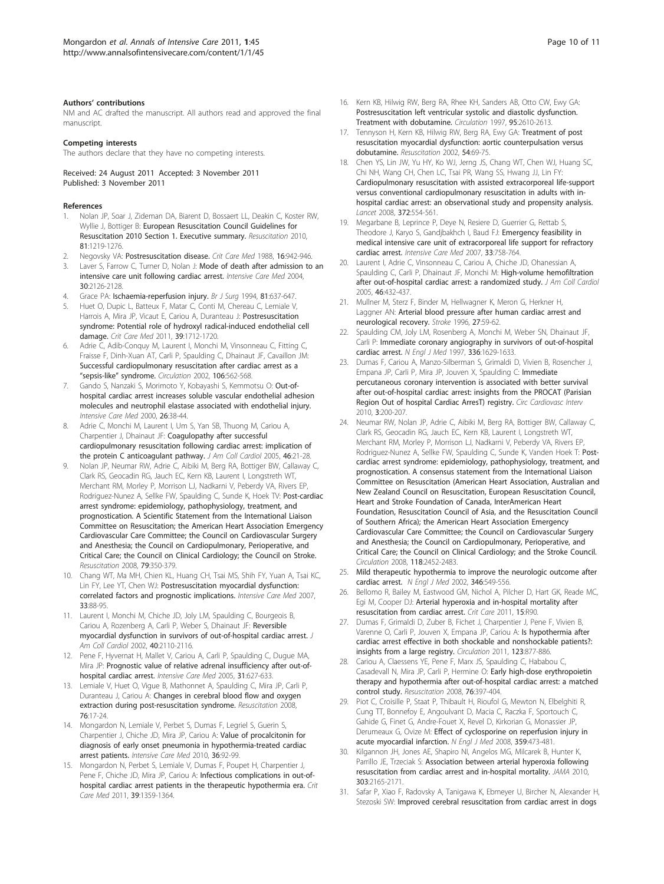#### Authors' contributions

NM and AC drafted the manuscript. All authors read and approved the final manuscript.

#### Competing interests

The authors declare that they have no competing interests.

Received: 24 August 2011 Accepted: 3 November 2011
Published: 3 November 2011

#### References

1. Nolan JP, Soar J, Zideman DA, Biarent D, Bossaert LL, Deakin C, Koster RW, Wyllie J, Bottiger B: **European Resuscitation Council Guidelines for Resuscitation 2010 Section 1. Executive summary.** *Resuscitation* 2010, **81**:1219-1276.
2. Negovsky VA: **Postresuscitation disease.** *Crit Care Med* 1988, **16**:942-946.
3. Laver S, Farrow C, Turner D, Nolan J: **Mode of death after admission to an intensive care unit following cardiac arrest.** *Intensive Care Med* 2004, **30**:2126-2128.
4. Grace PA: **Ischaemia-reperfusion injury.** *Br J Surg* 1994, **81**:637-647.
5. Huet O, Dupic L, Batteux F, Matar C, Conti M, Chereau C, Lemiale V, Harrois A, Mira JP, Vicaut E, Cariou A, Duranteau J: **Postresuscitation syndrome: Potential role of hydroxyl radical-induced endothelial cell damage.** *Crit Care Med* 2011, **39**:1712-1720.
6. Adrie C, Adib-Conquy M, Laurent I, Monchi M, Vinsonneau C, Fitting C, Fraisse F, Dinh-Xuan AT, Carli P, Spaulding C, Dhainaut JF, Cavaillon JM: **Successful cardiopulmonary resuscitation after cardiac arrest as a "sepsis-like" syndrome.** *Circulation* 2002, **106**:562-568.
7. Gando S, Nanzaki S, Morimoto Y, Kobayashi S, Kemmotsu O: **Out-of-hospital cardiac arrest increases soluble vascular endothelial adhesion molecules and neutrophil elastase associated with endothelial injury.** *Intensive Care Med* 2000, **26**:38-44.
8. Adrie C, Monchi M, Laurent I, Um S, Yan SB, Thuong M, Cariou A, Charpentier J, Dhainaut JF: **Coagulopathy after successful cardiopulmonary resuscitation following cardiac arrest: implication of the protein C anticoagulant pathway.** *J Am Coll Cardiol* 2005, **46**:21-28.
9. Nolan JP, Neumar RW, Adrie C, Aibiki M, Berg RA, Bottiger BW, Callaway C, Clark RS, Geocadin RG, Jauch EC, Kern KB, Laurent I, Longstreth WT, Merchant RM, Morley P, Morrison LJ, Nadkarni V, Peberdy VA, Rivers EP, Rodriguez-Nunez A, Sellke FW, Spaulding C, Sunde K, Hoek TV: **Post-cardiac arrest syndrome: epidemiology, pathophysiology, treatment, and prognostication. A Scientific Statement from the International Liaison Committee on Resuscitation; the American Heart Association Emergency Cardiovascular Care Committee; the Council on Cardiovascular Surgery and Anesthesia; the Council on Cardiopulmonary, Perioperative, and Critical Care; the Council on Clinical Cardiology; the Council on Stroke.** *Resuscitation* 2008, **79**:350-379.
10. Chang WT, Ma MH, Chien KL, Huang CH, Tsai MS, Shih FY, Yuan A, Tsai KC, Lin FY, Lee YT, Chen WJ: **Postresuscitation myocardial dysfunction: correlated factors and prognostic implications.** *Intensive Care Med* 2007, **33**:88-95.
11. Laurent I, Monchi M, Chiche JD, Joly LM, Spaulding C, Bourgeois B, Cariou A, Rozenberg A, Carli P, Weber S, Dhainaut JF: **Reversible myocardial dysfunction in survivors of out-of-hospital cardiac arrest.** *J Am Coll Cardiol* 2002, **40**:2110-2116.
12. Pene F, Hyvernat H, Mallet V, Cariou A, Carli P, Spaulding C, Dugue MA, Mira JP: **Prognostic value of relative adrenal insufficiency after out-of-hospital cardiac arrest.** *Intensive Care Med* 2005, **31**:627-633.
13. Lemiale V, Huet O, Vigue B, Mathonnet A, Spaulding C, Mira JP, Carli P, Duranteau J, Cariou A: **Changes in cerebral blood flow and oxygen extraction during post-resuscitation syndrome.** *Resuscitation* 2008, **76**:17-24.
14. Mongardon N, Lemiale V, Perbet S, Dumas F, Legriel S, Guerin S, Charpentier J, Chiche JD, Mira JP, Cariou A: **Value of procalcitonin for diagnosis of early onset pneumonia in hypothermia-treated cardiac arrest patients.** *Intensive Care Med* 2010, **36**:92-99.
15. Mongardon N, Perbet S, Lemiale V, Dumas F, Poupet H, Charpentier J, Pene F, Chiche JD, Mira JP, Cariou A: **Infectious complications in out-of-hospital cardiac arrest patients in the therapeutic hypothermia era.** *Crit Care Med* 2011, **39**:1359-1364.
16. Kern KB, Hilwig RW, Berg RA, Rhee KH, Sanders AB, Otto CW, Ewy GA: **Postresuscitation left ventricular systolic and diastolic dysfunction. Treatment with dobutamine.** *Circulation* 1997, **95**:2610-2613.
17. Tennyson H, Kern KB, Hilwig RW, Berg RA, Ewy GA: **Treatment of post resuscitation myocardial dysfunction: aortic counterpulsation versus dobutamine.** *Resuscitation* 2002, **54**:69-75.
18. Chen YS, Lin JW, Yu HY, Ko WJ, Jerng JS, Chang WT, Chen WJ, Huang SC, Chi NH, Wang CH, Chen LC, Tsai PR, Wang SS, Hwang JJ, Lin FY: **Cardiopulmonary resuscitation with assisted extracorporeal life-support versus conventional cardiopulmonary resuscitation in adults with in-hospital cardiac arrest: an observational study and propensity analysis.** *Lancet* 2008, **372**:554-561.
19. Megarbane B, Leprince P, Deye N, Resiere D, Guerrier G, Rettab S, Theodore J, Karyo S, Gandjbakhch I, Baud FJ: **Emergency feasibility in medical intensive care unit of extracorporeal life support for refractory cardiac arrest.** *Intensive Care Med* 2007, **33**:758-764.
20. Laurent I, Adrie C, Vinsonneau C, Cariou A, Chiche JD, Ohanessian A, Spaulding C, Carli P, Dhainaut JF, Monchi M: **High-volume hemofiltration after out-of-hospital cardiac arrest: a randomized study.** *J Am Coll Cardiol* 2005, **46**:432-437.
21. Mullner M, Sterz F, Binder M, Hellwagner K, Meron G, Herkner H, Laggner AN: **Arterial blood pressure after human cardiac arrest and neurological recovery.** *Stroke* 1996, **27**:59-62.
22. Spaulding CM, Joly LM, Rosenberg A, Monchi M, Weber SN, Dhainaut JF, Carli P: **Immediate coronary angiography in survivors of out-of-hospital cardiac arrest.** *N Engl J Med* 1997, **336**:1629-1633.
23. Dumas F, Cariou A, Manzo-Silberman S, Grimaldi D, Vivien B, Rosencher J, Empana JP, Carli P, Mira JP, Jouven X, Spaulding C: **Immediate percutaneous coronary intervention is associated with better survival after out-of-hospital cardiac arrest: insights from the PROCAT (Parisian Region Out of hospital Cardiac ArresT) registry.** *Circ Cardiovasc Interv* 2010, **3**:200-207.
24. Neumar RW, Nolan JP, Adrie C, Aibiki M, Berg RA, Bottiger BW, Callaway C, Clark RS, Geocadin RG, Jauch EC, Kern KB, Laurent I, Longstreth WT, Merchant RM, Morley P, Morrison LJ, Nadkarni V, Peberdy VA, Rivers EP, Rodriguez-Nunez A, Sellke FW, Spaulding C, Sunde K, Vanden Hoek T: **Post-cardiac arrest syndrome: epidemiology, pathophysiology, treatment, and prognostication. A consensus statement from the International Liaison Committee on Resuscitation (American Heart Association, Australian and New Zealand Council on Resuscitation, European Resuscitation Council, Heart and Stroke Foundation of Canada, InterAmerican Heart Foundation, Resuscitation Council of Asia, and the Resuscitation Council of Southern Africa); the American Heart Association Emergency Cardiovascular Care Committee; the Council on Cardiovascular Surgery and Anesthesia; the Council on Cardiopulmonary, Perioperative, and Critical Care; the Council on Clinical Cardiology; and the Stroke Council.** *Circulation* 2008, **118**:2452-2483.
25. **Mild therapeutic hypothermia to improve the neurologic outcome after cardiac arrest.** *N Engl J Med* 2002, **346**:549-556.
26. Bellomo R, Bailey M, Eastwood GM, Nichol A, Pilcher D, Hart GK, Reade MC, Egi M, Cooper DJ: **Arterial hyperoxia and in-hospital mortality after resuscitation from cardiac arrest.** *Crit Care* 2011, **15**:R90.
27. Dumas F, Grimaldi D, Zuber B, Fichet J, Charpentier J, Pene F, Vivien B, Varenne O, Carli P, Jouven X, Empana JP, Cariou A: **Is hypothermia after cardiac arrest effective in both shockable and nonshockable patients?: insights from a large registry.** *Circulation* 2011, **123**:877-886.
28. Cariou A, Claessens YE, Pene F, Marx JS, Spaulding C, Hababou C, Casadevall N, Mira JP, Carli P, Hermine O: **Early high-dose erythropoietin therapy and hypothermia after out-of-hospital cardiac arrest: a matched control study.** *Resuscitation* 2008, **76**:397-404.
29. Piot C, Croisille P, Staat P, Thibault H, Rioufol G, Mewton N, Elbelghiti R, Cung TT, Bonnefoy E, Angoulvant D, Macia C, Raczka F, Sportouch C, Gahide G, Finet G, Andre-Fouet X, Revel D, Kirkorian G, Monassier JP, Derumeaux G, Ovize M: **Effect of cyclosporine on reperfusion injury in acute myocardial infarction.** *N Engl J Med* 2008, **359**:473-481.
30. Kilgannon JH, Jones AE, Shapiro NI, Angelos MG, Milcarek B, Hunter K, Parrillo JE, Trzeciak S: **Association between arterial hyperoxia following resuscitation from cardiac arrest and in-hospital mortality.** *JAMA* 2010, **303**:2165-2171.
31. Safar P, Xiao F, Radovsky A, Tanigawa K, Ebmeyer U, Bircher N, Alexander H, Stezoski SW: **Improved cerebral resuscitation from cardiac arrest in dogs**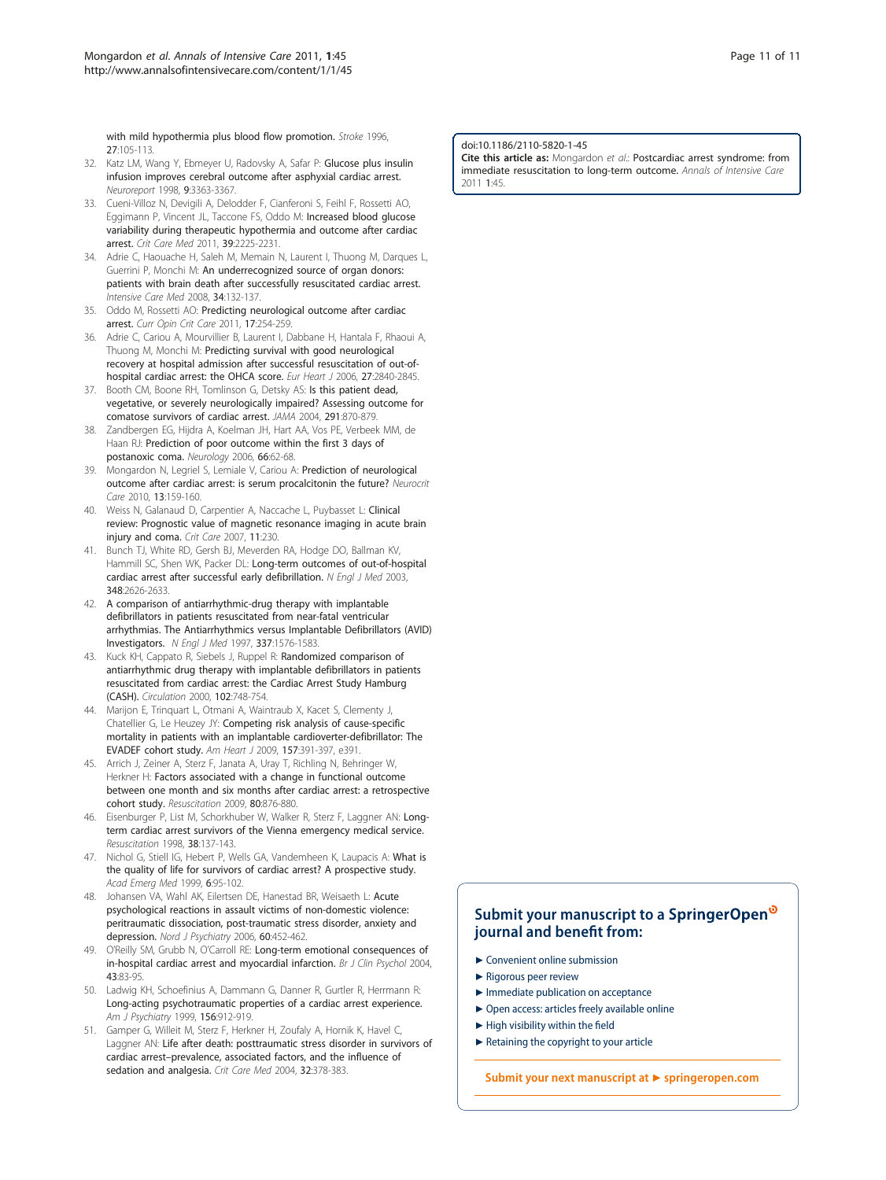with mild hypothermia plus blood flow promotion. *Stroke* 1996, **27**:105-113.

32. Katz LM, Wang Y, Ebmeyer U, Radovsky A, Safar P: **Glucose plus insulin infusion improves cerebral outcome after asphyxial cardiac arrest.** *Neuroreport* 1998, **9**:3363-3367.
33. Cueni-Villoz N, Devigili A, Delodder F, Cianferoni S, Feihl F, Rossetti AO, Eggimann P, Vincent JL, Taccone FS, Oddo M: **Increased blood glucose variability during therapeutic hypothermia and outcome after cardiac arrest.** *Crit Care Med* 2011, **39**:2225-2231.
34. Adrie C, Haouache H, Saleh M, Memain N, Laurent I, Thuong M, Darques L, Guerrini P, Monchi M: **An underrecognized source of organ donors: patients with brain death after successfully resuscitated cardiac arrest.** *Intensive Care Med* 2008, **34**:132-137.
35. Oddo M, Rossetti AO: **Predicting neurological outcome after cardiac arrest.** *Curr Opin Crit Care* 2011, **17**:254-259.
36. Adrie C, Cariou A, Mourvillier B, Laurent I, Dabbane H, Hantala F, Rhaoui A, Thuong M, Monchi M: **Predicting survival with good neurological recovery at hospital admission after successful resuscitation of out-of-hospital cardiac arrest: the OHCA score.** *Eur Heart J* 2006, **27**:2840-2845.
37. Booth CM, Boone RH, Tomlinson G, Detsky AS: **Is this patient dead, vegetative, or severely neurologically impaired? Assessing outcome for comatose survivors of cardiac arrest.** *JAMA* 2004, **291**:870-879.
38. Zandbergen EG, Hijdra A, Koelman JH, Hart AA, Vos PE, Verbeek MM, de Haan RJ: **Prediction of poor outcome within the first 3 days of postanoxic coma.** *Neurology* 2006, **66**:62-68.
39. Mongardon N, Legriel S, Lemiale V, Cariou A: **Prediction of neurological outcome after cardiac arrest: is serum procalcitonin the future?** *Neurocrit Care* 2010, **13**:159-160.
40. Weiss N, Galanaud D, Carpentier A, Naccache L, Puybasset L: **Clinical review: Prognostic value of magnetic resonance imaging in acute brain injury and coma.** *Crit Care* 2007, **11**:230.
41. Bunch TJ, White RD, Gersh BJ, Meverden RA, Hodge DO, Ballman KV, Hammill SC, Shen WK, Packer DL: **Long-term outcomes of out-of-hospital cardiac arrest after successful early defibrillation.** *N Engl J Med* 2003, **348**:2626-2633.
42. **A comparison of antiarrhythmic-drug therapy with implantable defibrillators in patients resuscitated from near-fatal ventricular arrhythmias. The Antiarrhythmics versus Implantable Defibrillators (AVID) Investigators.** *N Engl J Med* 1997, **337**:1576-1583.
43. Kuck KH, Cappato R, Siebels J, Ruppel R: **Randomized comparison of antiarrhythmic drug therapy with implantable defibrillators in patients resuscitated from cardiac arrest: the Cardiac Arrest Study Hamburg (CASH).** *Circulation* 2000, **102**:748-754.
44. Marijon E, Trinquart L, Otmani A, Waintraub X, Kacet S, Clementy J, Chatellier G, Le Heuzey JY: **Competing risk analysis of cause-specific mortality in patients with an implantable cardioverter-defibrillator: The EVADEF cohort study.** *Am Heart J* 2009, **157**:391-397, e391.
45. Arrich J, Zeiner A, Sterz F, Janata A, Uray T, Richling N, Behringer W, Herkner H: **Factors associated with a change in functional outcome between one month and six months after cardiac arrest: a retrospective cohort study.** *Resuscitation* 2009, **80**:876-880.
46. Eisenburger P, List M, Schorkhuber W, Walker R, Sterz F, Laggner AN: **Long-term cardiac arrest survivors of the Vienna emergency medical service.** *Resuscitation* 1998, **38**:137-143.
47. Nichol G, Stiell IG, Hebert P, Wells GA, Vandemheen K, Laupacis A: **What is the quality of life for survivors of cardiac arrest? A prospective study.** *Acad Emerg Med* 1999, **6**:95-102.
48. Johansen VA, Wahl AK, Eilertsen DE, Hanestad BR, Weisaeth L: **Acute psychological reactions in assault victims of non-domestic violence: peritraumatic dissociation, post-traumatic stress disorder, anxiety and depression.** *Nord J Psychiatry* 2006, **60**:452-462.
49. O'Reilly SM, Grubb N, O'Carroll RE: **Long-term emotional consequences of in-hospital cardiac arrest and myocardial infarction.** *Br J Clin Psychol* 2004, **43**:83-95.
50. Ladwig KH, Schoefinius A, Dammann G, Danner R, Gurtler R, Herrmann R: **Long-acting psychotraumatic properties of a cardiac arrest experience.** *Am J Psychiatry* 1999, **156**:912-919.
51. Gamper G, Willeit M, Sterz F, Herkner H, Zoufaly A, Hornik K, Havel C, Laggner AN: **Life after death: posttraumatic stress disorder in survivors of cardiac arrest–prevalence, associated factors, and the influence of sedation and analgesia.** *Crit Care Med* 2004, **32**:378-383.

doi:10.1186/2110-5820-1-45

**Cite this article as:** Mongardon *et al.*: Postcardiac arrest syndrome: from immediate resuscitation to long-term outcome. *Annals of Intensive Care* 2011 **1**:45.

## Submit your manuscript to a SpringerOpen journal and benefit from:

- ► Convenient online submission
- ► Rigorous peer review
- ► Immediate publication on acceptance
- ► Open access: articles freely available online
- ► High visibility within the field
- ► Retaining the copyright to your article

**Submit your next manuscript at ► springeropen.com**